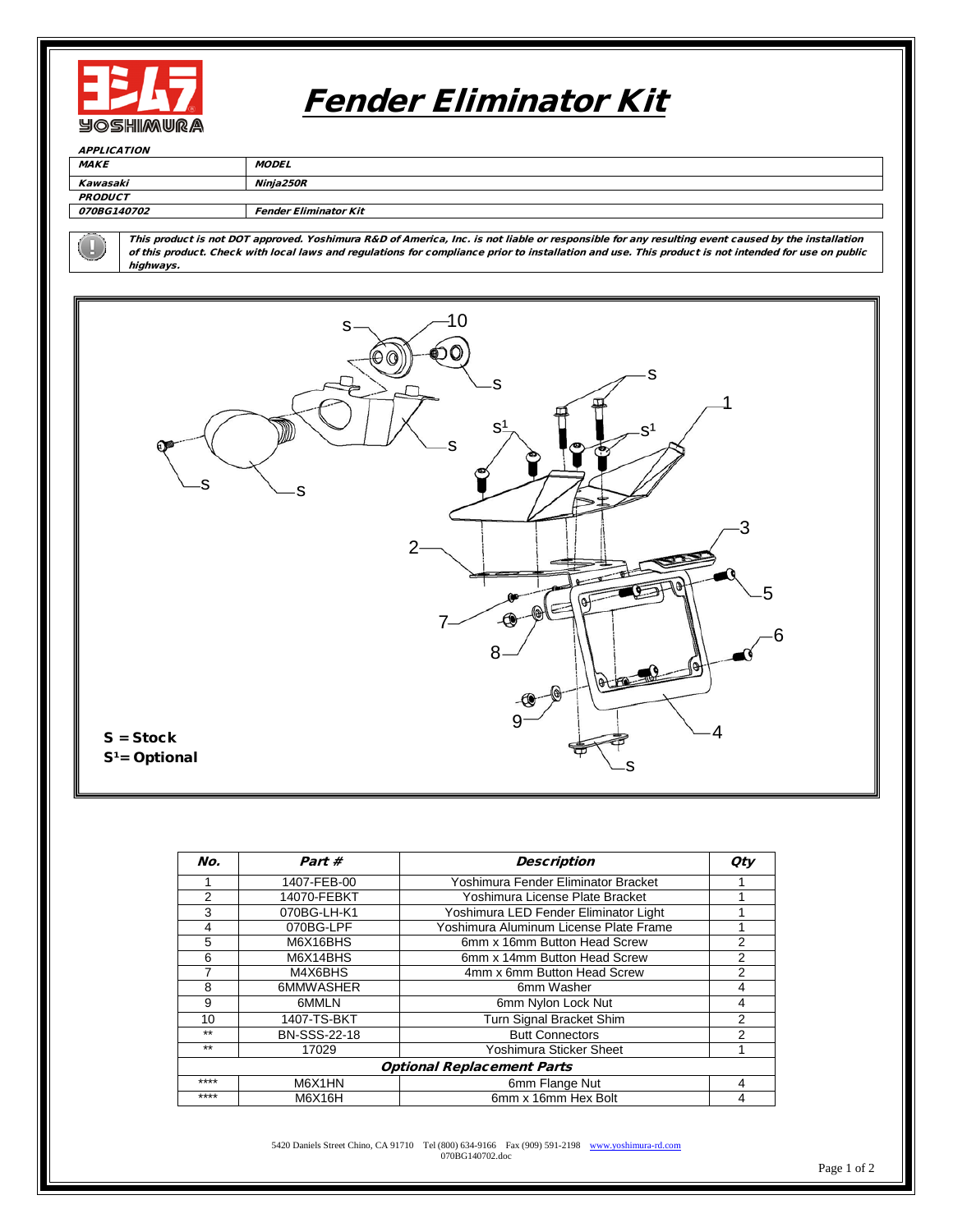# Fender Eliminator Kit

YOSHIMURA

| APPLICATION | |
|---|---|
| **MAKE** | **MODEL** |
| *Kawasaki* | *Ninja250R* |
| **PRODUCT** | |
| *070BG140702* | *Fender Eliminator Kit* |

***This product is not DOT approved. Yoshimura R&D of America, Inc. is not liable or responsible for any resulting event caused by the installation of this product. Check with local laws and regulations for compliance prior to installation and use. This product is not intended for use on public highways.***

**S = Stock**
**S¹= Optional**

| No. | Part # | Description | Qty |
|---|---|---|---|
| 1 | 1407-FEB-00 | Yoshimura Fender Eliminator Bracket | 1 |
| 2 | 14070-FEBKT | Yoshimura License Plate Bracket | 1 |
| 3 | 070BG-LH-K1 | Yoshimura LED Fender Eliminator Light | 1 |
| 4 | 070BG-LPF | Yoshimura Aluminum License Plate Frame | 1 |
| 5 | M6X16BHS | 6mm x 16mm Button Head Screw | 2 |
| 6 | M6X14BHS | 6mm x 14mm Button Head Screw | 2 |
| 7 | M4X6BHS | 4mm x 6mm Button Head Screw | 2 |
| 8 | 6MMWASHER | 6mm Washer | 4 |
| 9 | 6MMLN | 6mm Nylon Lock Nut | 4 |
| 10 | 1407-TS-BKT | Turn Signal Bracket Shim | 2 |
| ** | BN-SSS-22-18 | Butt Connectors | 2 |
| ** | 17029 | Yoshimura Sticker Sheet | 1 |
| ***Optional Replacement Parts*** | | | |
| **** | M6X1HN | 6mm Flange Nut | 4 |
| **** | M6X16H | 6mm x 16mm Hex Bolt | 4 |

5420 Daniels Street Chino, CA 91710 Tel (800) 634-9166 Fax (909) 591-2198 www.yoshimura-rd.com
070BG140702.doc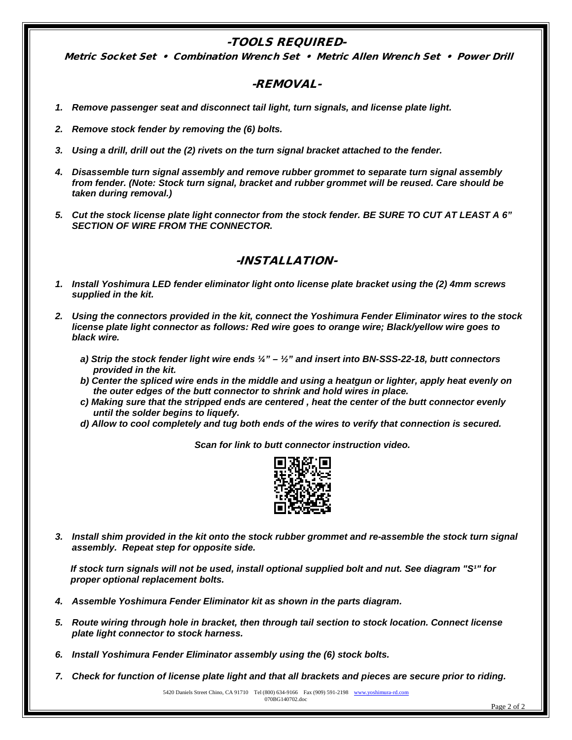## -TOOLS REQUIRED-

Metric Socket Set • Combination Wrench Set • Metric Allen Wrench Set • Power Drill

## -REMOVAL-

1. ***Remove passenger seat and disconnect tail light, turn signals, and license plate light.***
2. ***Remove stock fender by removing the (6) bolts.***
3. ***Using a drill, drill out the (2) rivets on the turn signal bracket attached to the fender.***
4. ***Disassemble turn signal assembly and remove rubber grommet to separate turn signal assembly from fender. (Note: Stock turn signal, bracket and rubber grommet will be reused. Care should be taken during removal.)***
5. ***Cut the stock license plate light connector from the stock fender. BE SURE TO CUT AT LEAST A 6" SECTION OF WIRE FROM THE CONNECTOR.***

## -INSTALLATION-

1. ***Install Yoshimura LED fender eliminator light onto license plate bracket using the (2) 4mm screws supplied in the kit.***
2. ***Using the connectors provided in the kit, connect the Yoshimura Fender Eliminator wires to the stock license plate light connector as follows: Red wire goes to orange wire; Black/yellow wire goes to black wire.***
   - ***a) Strip the stock fender light wire ends ¼" – ½" and insert into BN-SSS-22-18, butt connectors provided in the kit.***
   - ***b) Center the spliced wire ends in the middle and using a heatgun or lighter, apply heat evenly on the outer edges of the butt connector to shrink and hold wires in place.***
   - ***c) Making sure that the stripped ends are centered , heat the center of the butt connector evenly until the solder begins to liquefy.***
   - ***d) Allow to cool completely and tug both ends of the wires to verify that connection is secured.***

   ***Scan for link to butt connector instruction video.***

3. ***Install shim provided in the kit onto the stock rubber grommet and re-assemble the stock turn signal assembly. Repeat step for opposite side.***

   ***If stock turn signals will not be used, install optional supplied bolt and nut. See diagram "S¹" for proper optional replacement bolts.***

4. ***Assemble Yoshimura Fender Eliminator kit as shown in the parts diagram.***
5. ***Route wiring through hole in bracket, then through tail section to stock location. Connect license plate light connector to stock harness.***
6. ***Install Yoshimura Fender Eliminator assembly using the (6) stock bolts.***
7. ***Check for function of license plate light and that all brackets and pieces are secure prior to riding.***

5420 Daniels Street Chino, CA 91710 Tel (800) 634-9166 Fax (909) 591-2198 www.yoshimura-rd.com
070BG140702.doc